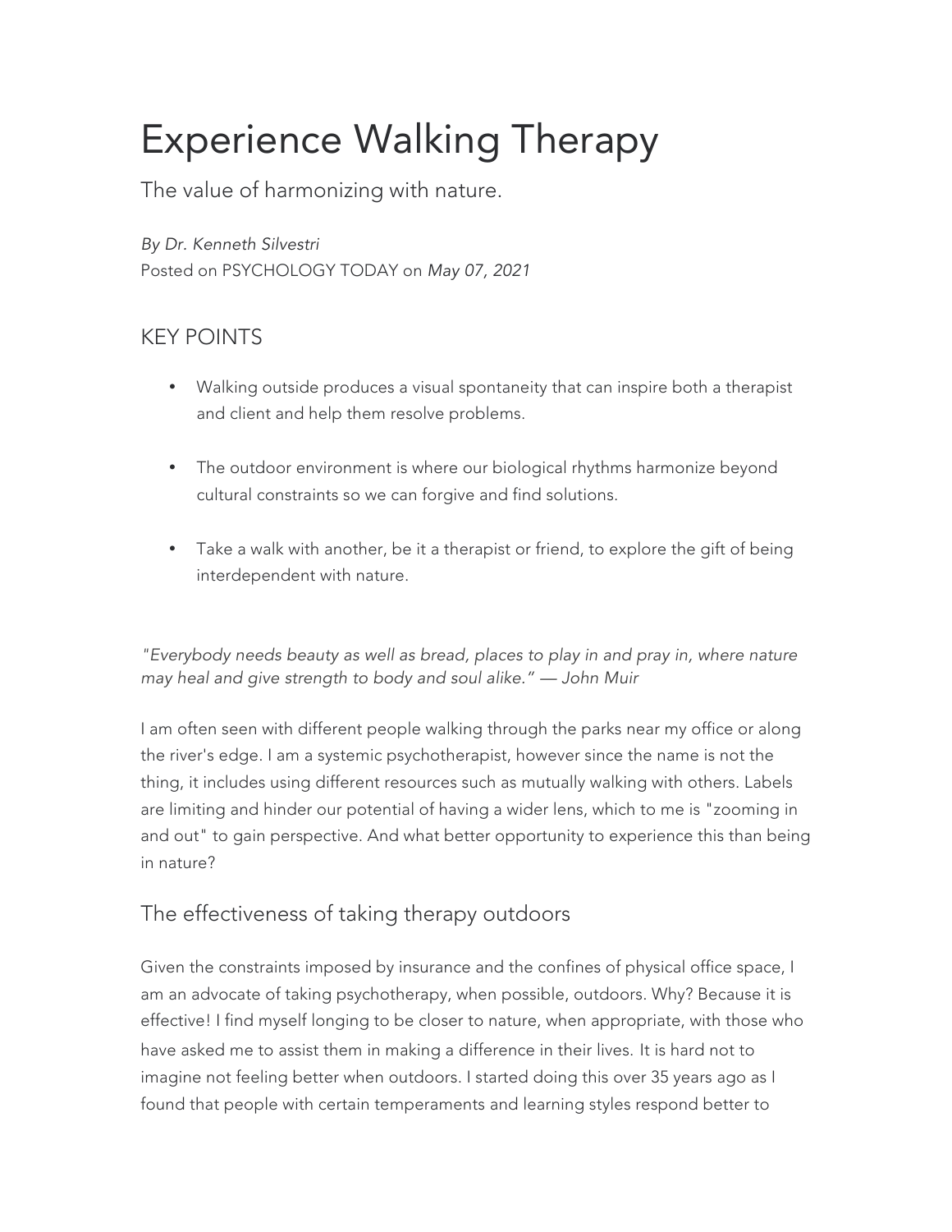# Experience Walking Therapy

The value of harmonizing with nature.

*By Dr. Kenneth Silvestri*
Posted on PSYCHOLOGY TODAY on *May 07, 2021*

## KEY POINTS

- Walking outside produces a visual spontaneity that can inspire both a therapist and client and help them resolve problems.
- The outdoor environment is where our biological rhythms harmonize beyond cultural constraints so we can forgive and find solutions.
- Take a walk with another, be it a therapist or friend, to explore the gift of being interdependent with nature.

*"Everybody needs beauty as well as bread, places to play in and pray in, where nature may heal and give strength to body and soul alike." — John Muir*

I am often seen with different people walking through the parks near my office or along the river's edge. I am a systemic psychotherapist, however since the name is not the thing, it includes using different resources such as mutually walking with others. Labels are limiting and hinder our potential of having a wider lens, which to me is "zooming in and out" to gain perspective. And what better opportunity to experience this than being in nature?

## The effectiveness of taking therapy outdoors

Given the constraints imposed by insurance and the confines of physical office space, I am an advocate of taking psychotherapy, when possible, outdoors. Why? Because it is effective! I find myself longing to be closer to nature, when appropriate, with those who have asked me to assist them in making a difference in their lives. It is hard not to imagine not feeling better when outdoors. I started doing this over 35 years ago as I found that people with certain temperaments and learning styles respond better to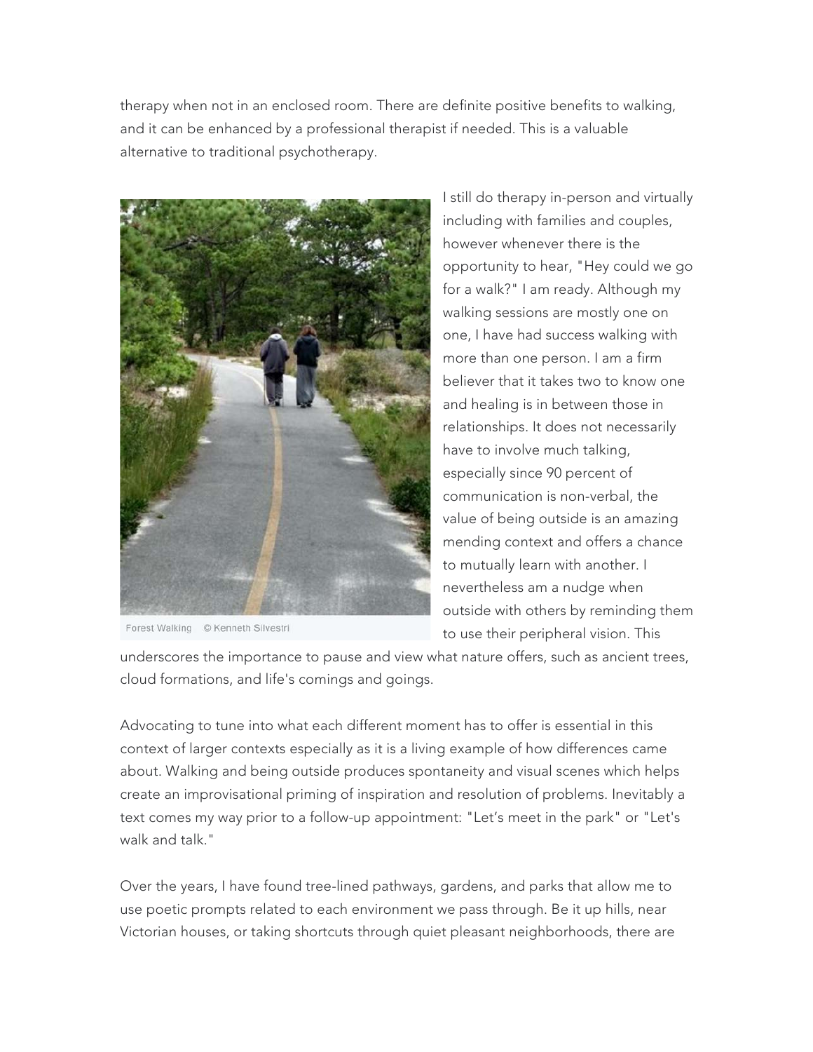therapy when not in an enclosed room. There are definite positive benefits to walking, and it can be enhanced by a professional therapist if needed. This is a valuable alternative to traditional psychotherapy.

Forest Walking © Kenneth Silvestri

I still do therapy in-person and virtually including with families and couples, however whenever there is the opportunity to hear, "Hey could we go for a walk?" I am ready. Although my walking sessions are mostly one on one, I have had success walking with more than one person. I am a firm believer that it takes two to know one and healing is in between those in relationships. It does not necessarily have to involve much talking, especially since 90 percent of communication is non-verbal, the value of being outside is an amazing mending context and offers a chance to mutually learn with another. I nevertheless am a nudge when outside with others by reminding them to use their peripheral vision. This underscores the importance to pause and view what nature offers, such as ancient trees, cloud formations, and life's comings and goings.

Advocating to tune into what each different moment has to offer is essential in this context of larger contexts especially as it is a living example of how differences came about. Walking and being outside produces spontaneity and visual scenes which helps create an improvisational priming of inspiration and resolution of problems. Inevitably a text comes my way prior to a follow-up appointment: "Let's meet in the park" or "Let's walk and talk."

Over the years, I have found tree-lined pathways, gardens, and parks that allow me to use poetic prompts related to each environment we pass through. Be it up hills, near Victorian houses, or taking shortcuts through quiet pleasant neighborhoods, there are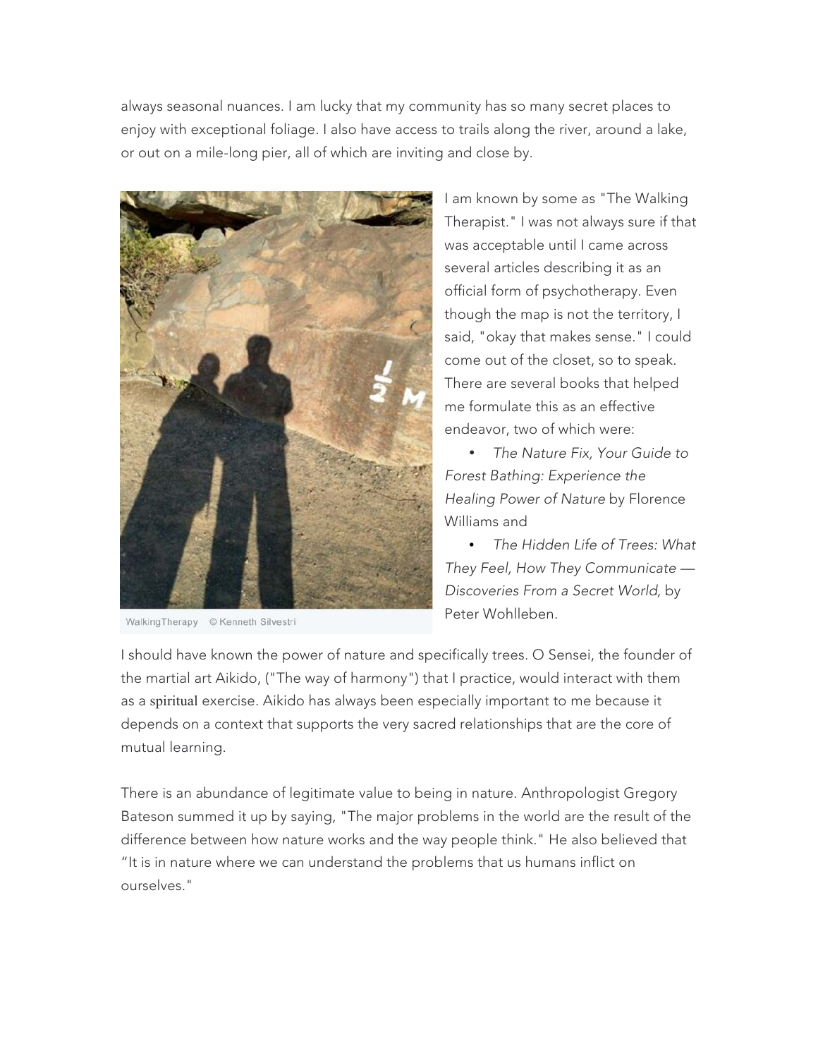always seasonal nuances. I am lucky that my community has so many secret places to enjoy with exceptional foliage. I also have access to trails along the river, around a lake, or out on a mile-long pier, all of which are inviting and close by.

WalkingTherapy © Kenneth Silvestri

I am known by some as "The Walking Therapist." I was not always sure if that was acceptable until I came across several articles describing it as an official form of psychotherapy. Even though the map is not the territory, I said, "okay that makes sense." I could come out of the closet, so to speak. There are several books that helped me formulate this as an effective endeavor, two of which were:

- *The Nature Fix, Your Guide to Forest Bathing: Experience the Healing Power of Nature* by Florence Williams and
- *The Hidden Life of Trees: What They Feel, How They Communicate — Discoveries From a Secret World,* by Peter Wohlleben.

I should have known the power of nature and specifically trees. O Sensei, the founder of the martial art Aikido, ("The way of harmony") that I practice, would interact with them as a spiritual exercise. Aikido has always been especially important to me because it depends on a context that supports the very sacred relationships that are the core of mutual learning.

There is an abundance of legitimate value to being in nature. Anthropologist Gregory Bateson summed it up by saying, "The major problems in the world are the result of the difference between how nature works and the way people think." He also believed that "It is in nature where we can understand the problems that us humans inflict on ourselves."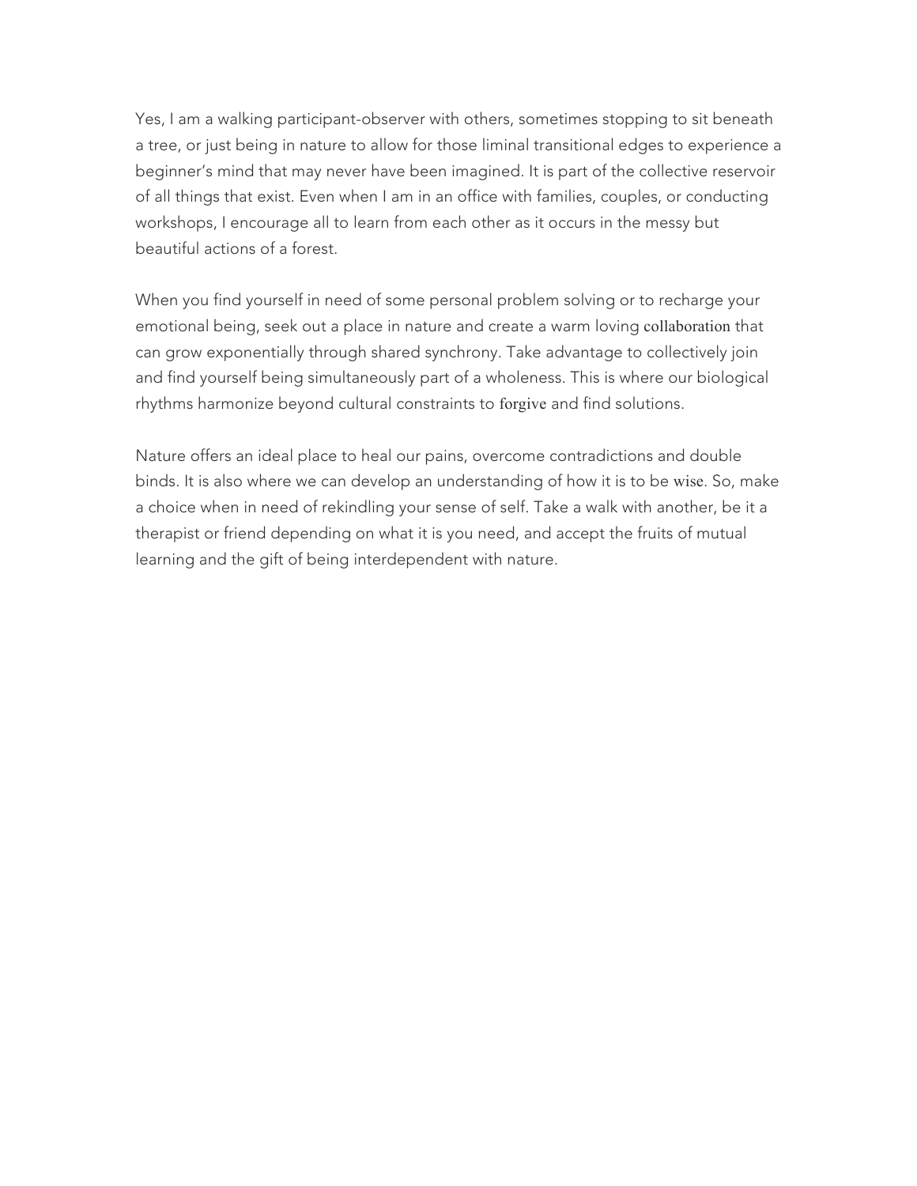Yes, I am a walking participant-observer with others, sometimes stopping to sit beneath a tree, or just being in nature to allow for those liminal transitional edges to experience a beginner's mind that may never have been imagined. It is part of the collective reservoir of all things that exist. Even when I am in an office with families, couples, or conducting workshops, I encourage all to learn from each other as it occurs in the messy but beautiful actions of a forest.

When you find yourself in need of some personal problem solving or to recharge your emotional being, seek out a place in nature and create a warm loving collaboration that can grow exponentially through shared synchrony. Take advantage to collectively join and find yourself being simultaneously part of a wholeness. This is where our biological rhythms harmonize beyond cultural constraints to forgive and find solutions.

Nature offers an ideal place to heal our pains, overcome contradictions and double binds. It is also where we can develop an understanding of how it is to be wise. So, make a choice when in need of rekindling your sense of self. Take a walk with another, be it a therapist or friend depending on what it is you need, and accept the fruits of mutual learning and the gift of being interdependent with nature.